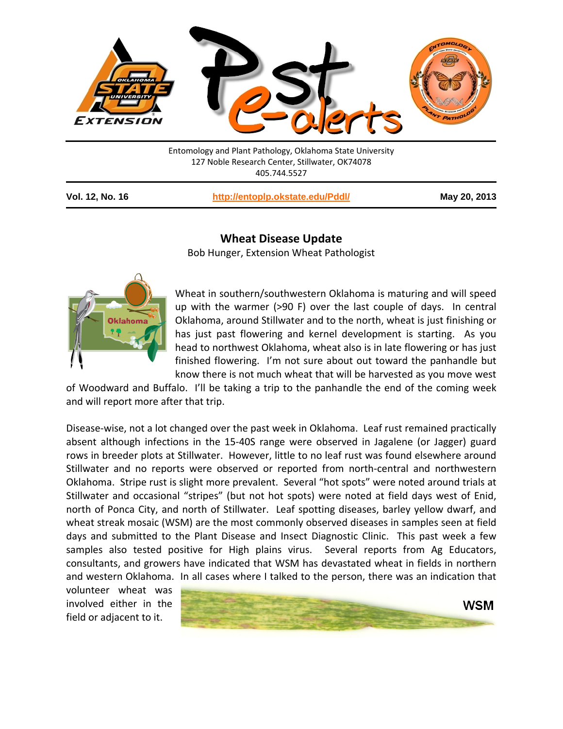Entomology and Plant Pathology, Oklahoma State University
127 Noble Research Center, Stillwater, OK74078
405.744.5527

**Vol. 12, No. 16** | **http://entoplp.okstate.edu/Pddl/** | **May 20, 2013**

## Wheat Disease Update

Bob Hunger, Extension Wheat Pathologist

Wheat in southern/southwestern Oklahoma is maturing and will speed up with the warmer (>90 F) over the last couple of days. In central Oklahoma, around Stillwater and to the north, wheat is just finishing or has just past flowering and kernel development is starting. As you head to northwest Oklahoma, wheat also is in late flowering or has just finished flowering. I'm not sure about out toward the panhandle but know there is not much wheat that will be harvested as you move west of Woodward and Buffalo. I'll be taking a trip to the panhandle the end of the coming week and will report more after that trip.

Disease-wise, not a lot changed over the past week in Oklahoma. Leaf rust remained practically absent although infections in the 15-40S range were observed in Jagalene (or Jagger) guard rows in breeder plots at Stillwater. However, little to no leaf rust was found elsewhere around Stillwater and no reports were observed or reported from north-central and northwestern Oklahoma. Stripe rust is slight more prevalent. Several "hot spots" were noted around trials at Stillwater and occasional "stripes" (but not hot spots) were noted at field days west of Enid, north of Ponca City, and north of Stillwater. Leaf spotting diseases, barley yellow dwarf, and wheat streak mosaic (WSM) are the most commonly observed diseases in samples seen at field days and submitted to the Plant Disease and Insect Diagnostic Clinic. This past week a few samples also tested positive for High plains virus. Several reports from Ag Educators, consultants, and growers have indicated that WSM has devastated wheat in fields in northern and western Oklahoma. In all cases where I talked to the person, there was an indication that volunteer wheat was involved either in the field or adjacent to it.

WSM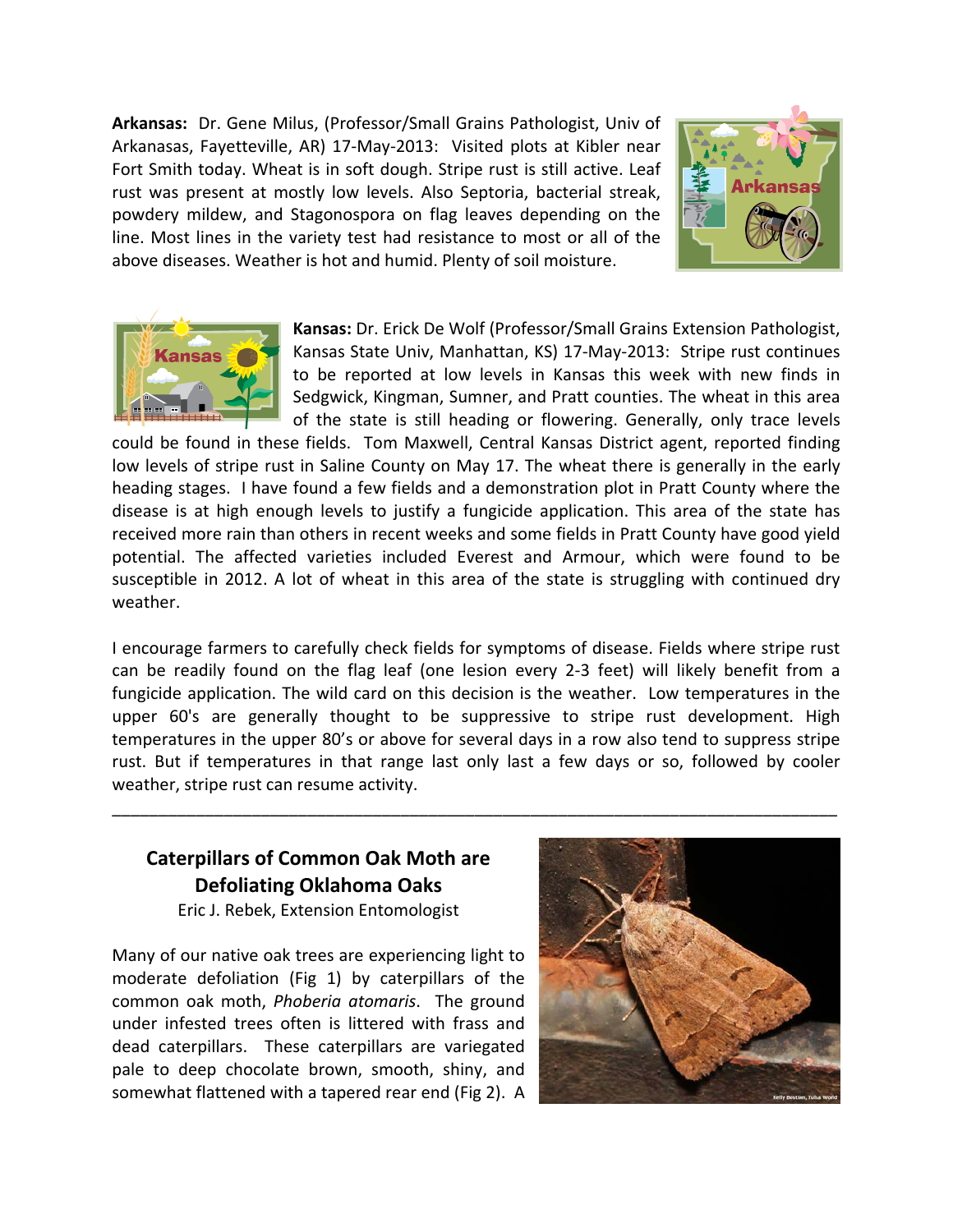**Arkansas:** Dr. Gene Milus, (Professor/Small Grains Pathologist, Univ of Arkanasas, Fayetteville, AR) 17-May-2013: Visited plots at Kibler near Fort Smith today. Wheat is in soft dough. Stripe rust is still active. Leaf rust was present at mostly low levels. Also Septoria, bacterial streak, powdery mildew, and Stagonospora on flag leaves depending on the line. Most lines in the variety test had resistance to most or all of the above diseases. Weather is hot and humid. Plenty of soil moisture.

**Kansas:** Dr. Erick De Wolf (Professor/Small Grains Extension Pathologist, Kansas State Univ, Manhattan, KS) 17-May-2013: Stripe rust continues to be reported at low levels in Kansas this week with new finds in Sedgwick, Kingman, Sumner, and Pratt counties. The wheat in this area of the state is still heading or flowering. Generally, only trace levels could be found in these fields. Tom Maxwell, Central Kansas District agent, reported finding low levels of stripe rust in Saline County on May 17. The wheat there is generally in the early heading stages. I have found a few fields and a demonstration plot in Pratt County where the disease is at high enough levels to justify a fungicide application. This area of the state has received more rain than others in recent weeks and some fields in Pratt County have good yield potential. The affected varieties included Everest and Armour, which were found to be susceptible in 2012. A lot of wheat in this area of the state is struggling with continued dry weather.

I encourage farmers to carefully check fields for symptoms of disease. Fields where stripe rust can be readily found on the flag leaf (one lesion every 2-3 feet) will likely benefit from a fungicide application. The wild card on this decision is the weather. Low temperatures in the upper 60's are generally thought to be suppressive to stripe rust development. High temperatures in the upper 80's or above for several days in a row also tend to suppress stripe rust. But if temperatures in that range last only last a few days or so, followed by cooler weather, stripe rust can resume activity.

---

## Caterpillars of Common Oak Moth are Defoliating Oklahoma Oaks

Eric J. Rebek, Extension Entomologist

Many of our native oak trees are experiencing light to moderate defoliation (Fig 1) by caterpillars of the common oak moth, *Phoberia atomaris*. The ground under infested trees often is littered with frass and dead caterpillars. These caterpillars are variegated pale to deep chocolate brown, smooth, shiny, and somewhat flattened with a tapered rear end (Fig 2). A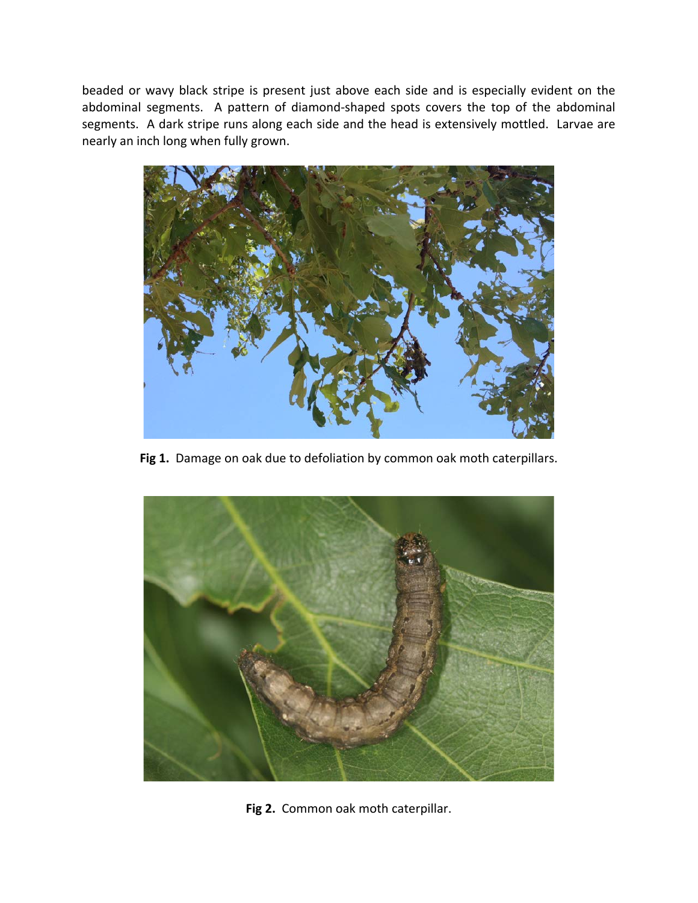beaded or wavy black stripe is present just above each side and is especially evident on the abdominal segments. A pattern of diamond-shaped spots covers the top of the abdominal segments. A dark stripe runs along each side and the head is extensively mottled. Larvae are nearly an inch long when fully grown.

**Fig 1.** Damage on oak due to defoliation by common oak moth caterpillars.

**Fig 2.** Common oak moth caterpillar.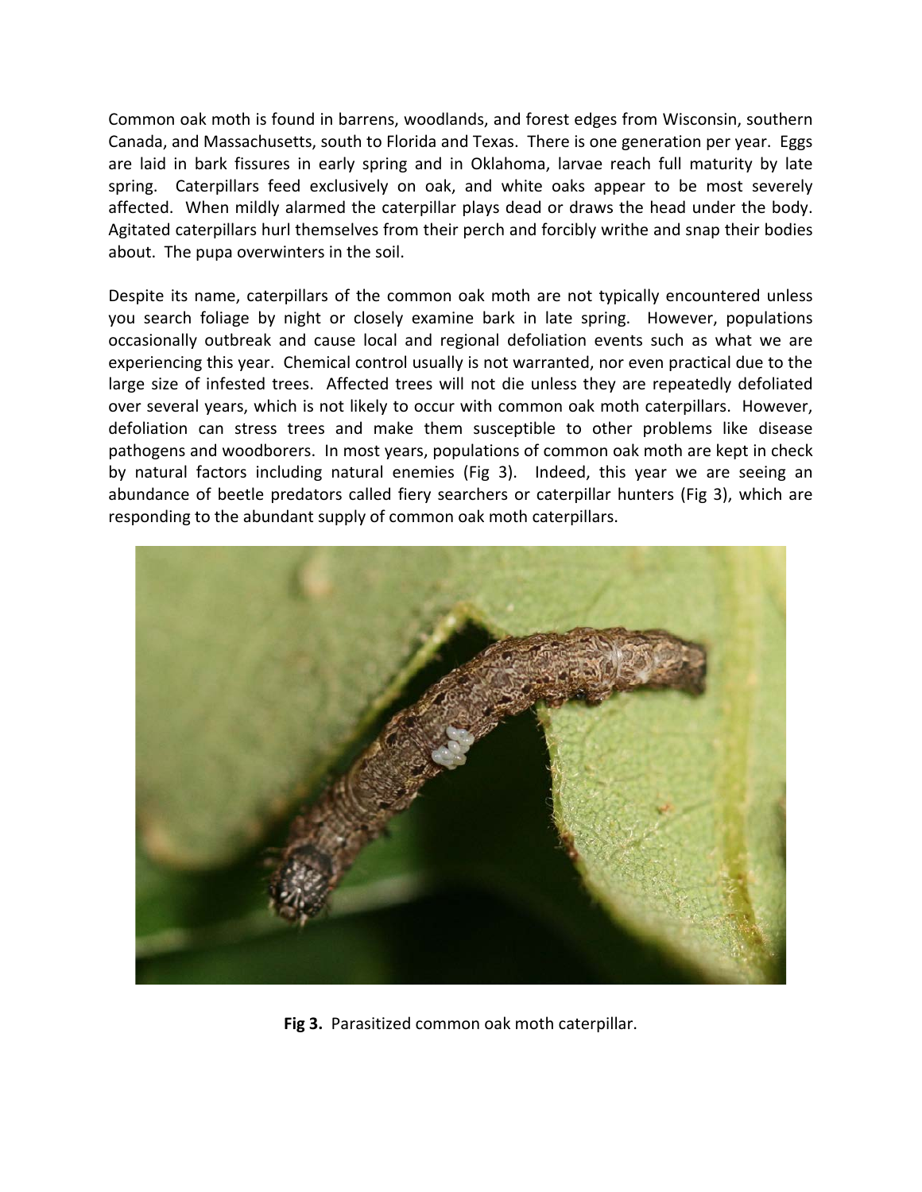Common oak moth is found in barrens, woodlands, and forest edges from Wisconsin, southern Canada, and Massachusetts, south to Florida and Texas. There is one generation per year. Eggs are laid in bark fissures in early spring and in Oklahoma, larvae reach full maturity by late spring. Caterpillars feed exclusively on oak, and white oaks appear to be most severely affected. When mildly alarmed the caterpillar plays dead or draws the head under the body. Agitated caterpillars hurl themselves from their perch and forcibly writhe and snap their bodies about. The pupa overwinters in the soil.

Despite its name, caterpillars of the common oak moth are not typically encountered unless you search foliage by night or closely examine bark in late spring. However, populations occasionally outbreak and cause local and regional defoliation events such as what we are experiencing this year. Chemical control usually is not warranted, nor even practical due to the large size of infested trees. Affected trees will not die unless they are repeatedly defoliated over several years, which is not likely to occur with common oak moth caterpillars. However, defoliation can stress trees and make them susceptible to other problems like disease pathogens and woodborers. In most years, populations of common oak moth are kept in check by natural factors including natural enemies (Fig 3). Indeed, this year we are seeing an abundance of beetle predators called fiery searchers or caterpillar hunters (Fig 3), which are responding to the abundant supply of common oak moth caterpillars.

**Fig 3.** Parasitized common oak moth caterpillar.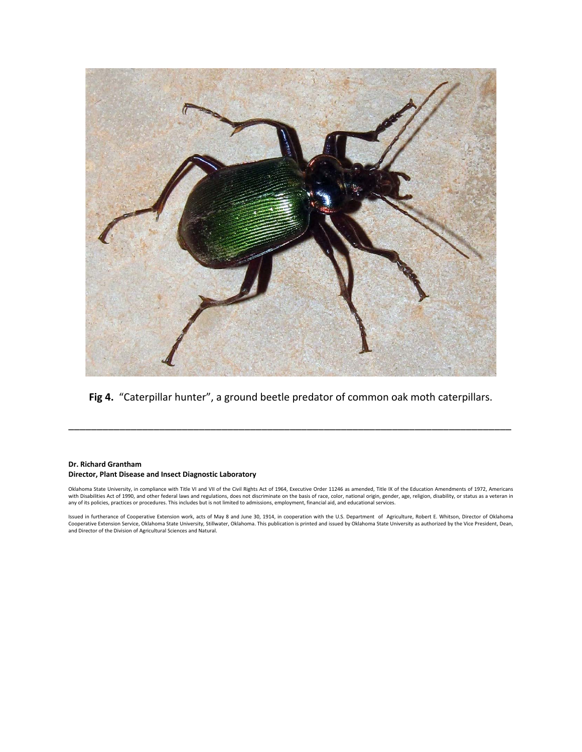**Fig 4.** "Caterpillar hunter", a ground beetle predator of common oak moth caterpillars.

---

**Dr. Richard Grantham**
**Director, Plant Disease and Insect Diagnostic Laboratory**

Oklahoma State University, in compliance with Title VI and VII of the Civil Rights Act of 1964, Executive Order 11246 as amended, Title IX of the Education Amendments of 1972, Americans with Disabilities Act of 1990, and other federal laws and regulations, does not discriminate on the basis of race, color, national origin, gender, age, religion, disability, or status as a veteran in any of its policies, practices or procedures. This includes but is not limited to admissions, employment, financial aid, and educational services.

Issued in furtherance of Cooperative Extension work, acts of May 8 and June 30, 1914, in cooperation with the U.S. Department of Agriculture, Robert E. Whitson, Director of Oklahoma Cooperative Extension Service, Oklahoma State University, Stillwater, Oklahoma. This publication is printed and issued by Oklahoma State University as authorized by the Vice President, Dean, and Director of the Division of Agricultural Sciences and Natural.